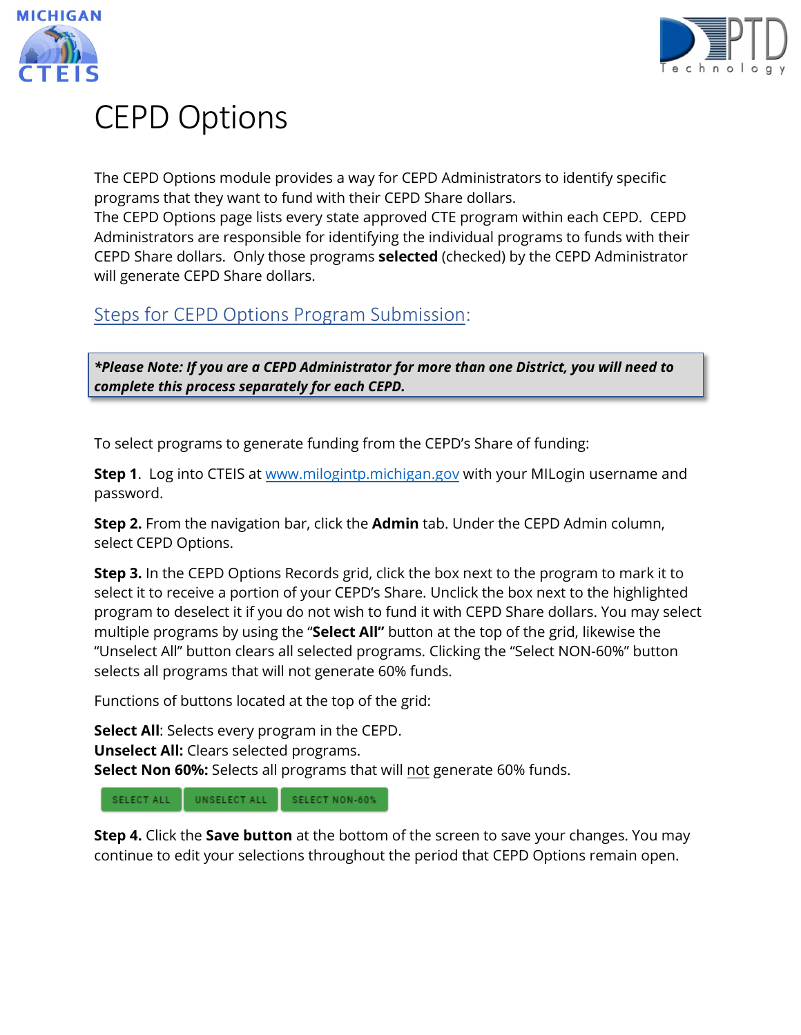# CEPD Options

The CEPD Options module provides a way for CEPD Administrators to identify specific programs that they want to fund with their CEPD Share dollars.
The CEPD Options page lists every state approved CTE program within each CEPD. CEPD Administrators are responsible for identifying the individual programs to funds with their CEPD Share dollars. Only those programs **selected** (checked) by the CEPD Administrator will generate CEPD Share dollars.

## Steps for CEPD Options Program Submission:

> ***Please Note: If you are a CEPD Administrator for more than one District, you will need to complete this process separately for each CEPD.***

To select programs to generate funding from the CEPD's Share of funding:

**Step 1**. Log into CTEIS at www.milogintp.michigan.gov with your MILogin username and password.

**Step 2.** From the navigation bar, click the **Admin** tab. Under the CEPD Admin column, select CEPD Options.

**Step 3.** In the CEPD Options Records grid, click the box next to the program to mark it to select it to receive a portion of your CEPD's Share. Unclick the box next to the highlighted program to deselect it if you do not wish to fund it with CEPD Share dollars. You may select multiple programs by using the "**Select All"** button at the top of the grid, likewise the "Unselect All" button clears all selected programs. Clicking the "Select NON-60%" button selects all programs that will not generate 60% funds.

Functions of buttons located at the top of the grid:

**Select All**: Selects every program in the CEPD.
**Unselect All:** Clears selected programs.
**Select Non 60%:** Selects all programs that will not generate 60% funds.

SELECT ALL | UNSELECT ALL | SELECT NON-60%

**Step 4.** Click the **Save button** at the bottom of the screen to save your changes. You may continue to edit your selections throughout the period that CEPD Options remain open.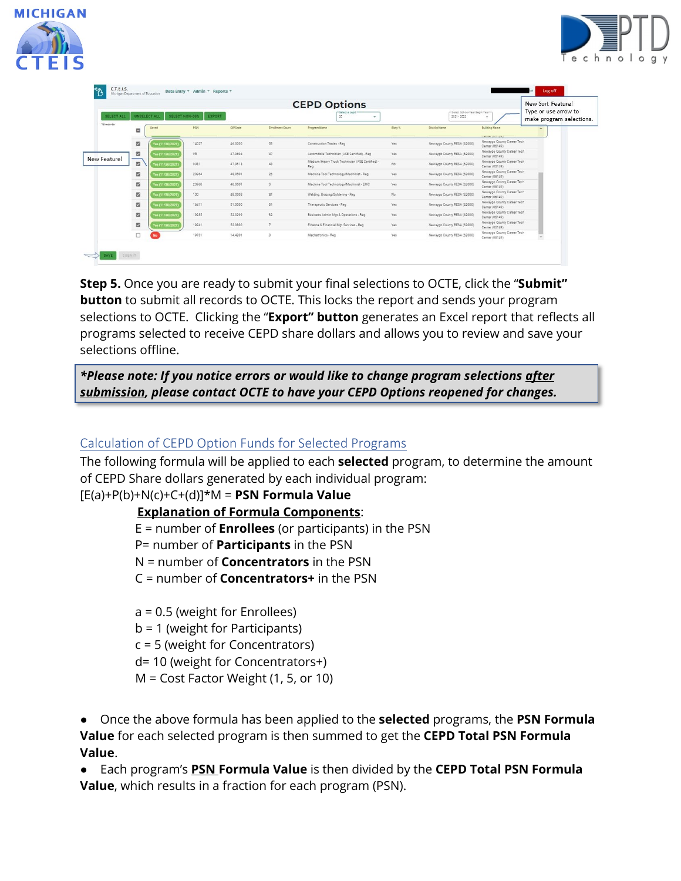**Step 5.** Once you are ready to submit your final selections to OCTE, click the "**Submit" button** to submit all records to OCTE. This locks the report and sends your program selections to OCTE. Clicking the "**Export" button** generates an Excel report that reflects all programs selected to receive CEPD share dollars and allows you to review and save your selections offline.

***Please note: If you notice errors or would like to change program selections <u>after submission</u>, please contact OCTE to have your CEPD Options reopened for changes.***

## Calculation of CEPD Option Funds for Selected Programs

The following formula will be applied to each **selected** program, to determine the amount of CEPD Share dollars generated by each individual program:

$[E(a)+P(b)+N(c)+C+(d)]*M$ = **PSN Formula Value**

**<u>Explanation of Formula Components</u>**:

E = number of **Enrollees** (or participants) in the PSN
P= number of **Participants** in the PSN
N = number of **Concentrators** in the PSN
C = number of **Concentrators+** in the PSN

a = 0.5 (weight for Enrollees)
b = 1 (weight for Participants)
c = 5 (weight for Concentrators)
d= 10 (weight for Concentrators+)
M = Cost Factor Weight (1, 5, or 10)

- Once the above formula has been applied to the **selected** programs, the **PSN Formula Value** for each selected program is then summed to get the **CEPD Total PSN Formula Value**.
- Each program's **<u>PSN</u> Formula Value** is then divided by the **CEPD Total PSN Formula Value**, which results in a fraction for each program (PSN).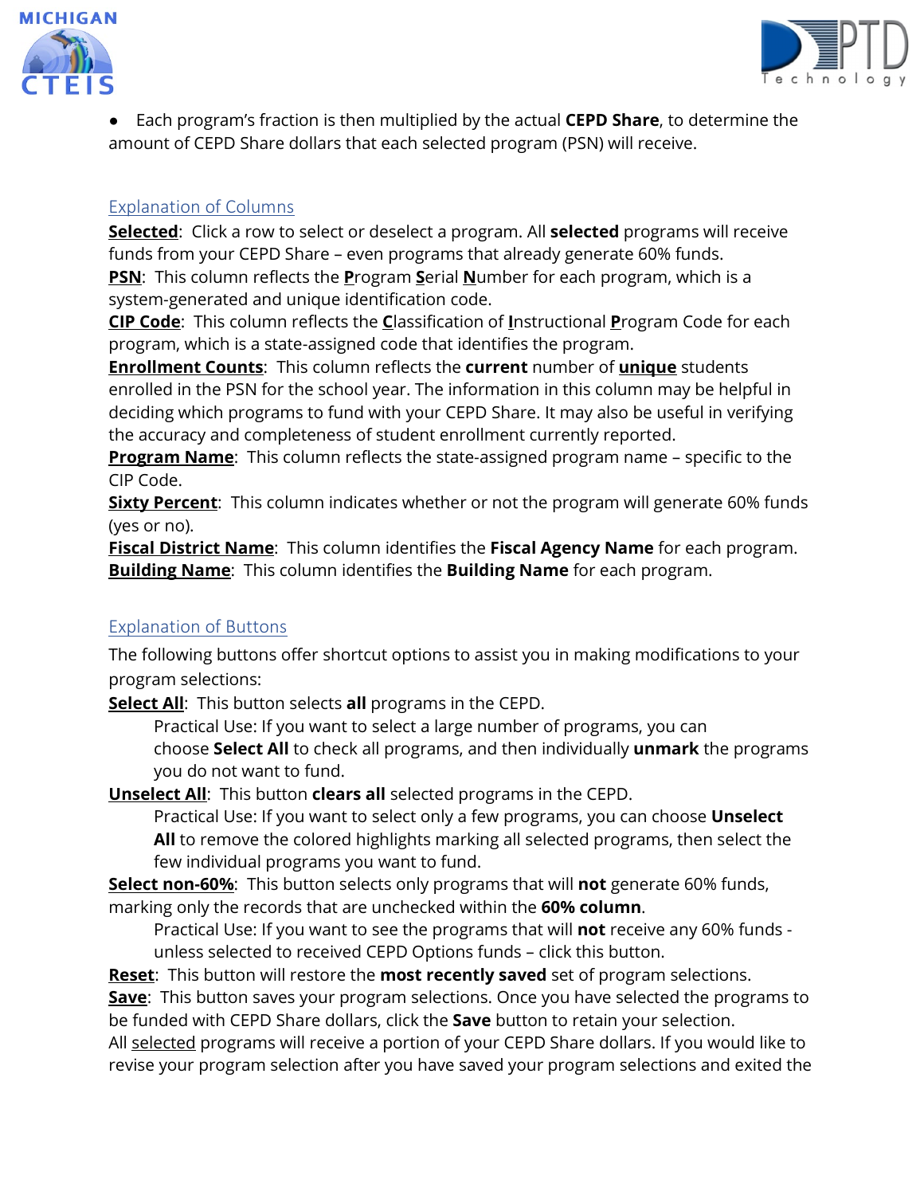- Each program's fraction is then multiplied by the actual **CEPD Share**, to determine the amount of CEPD Share dollars that each selected program (PSN) will receive.

### Explanation of Columns

**Selected**: Click a row to select or deselect a program. All **selected** programs will receive funds from your CEPD Share – even programs that already generate 60% funds.

**PSN**: This column reflects the **P**rogram **S**erial **N**umber for each program, which is a system-generated and unique identification code.

**CIP Code**: This column reflects the **C**lassification of **I**nstructional **P**rogram Code for each program, which is a state-assigned code that identifies the program.

**Enrollment Counts**: This column reflects the **current** number of **unique** students enrolled in the PSN for the school year. The information in this column may be helpful in deciding which programs to fund with your CEPD Share. It may also be useful in verifying the accuracy and completeness of student enrollment currently reported.

**Program Name**: This column reflects the state-assigned program name – specific to the CIP Code.

**Sixty Percent**: This column indicates whether or not the program will generate 60% funds (yes or no).

**Fiscal District Name**: This column identifies the **Fiscal Agency Name** for each program.

**Building Name**: This column identifies the **Building Name** for each program.

### Explanation of Buttons

The following buttons offer shortcut options to assist you in making modifications to your program selections:

**Select All**: This button selects **all** programs in the CEPD.

> Practical Use: If you want to select a large number of programs, you can choose **Select All** to check all programs, and then individually **unmark** the programs you do not want to fund.

**Unselect All**: This button **clears all** selected programs in the CEPD.

> Practical Use: If you want to select only a few programs, you can choose **Unselect All** to remove the colored highlights marking all selected programs, then select the few individual programs you want to fund.

**Select non-60%**: This button selects only programs that will **not** generate 60% funds, marking only the records that are unchecked within the **60% column**.

> Practical Use: If you want to see the programs that will **not** receive any 60% funds - unless selected to received CEPD Options funds – click this button.

**Reset**: This button will restore the **most recently saved** set of program selections.

**Save**: This button saves your program selections. Once you have selected the programs to be funded with CEPD Share dollars, click the **Save** button to retain your selection.

All selected programs will receive a portion of your CEPD Share dollars. If you would like to revise your program selection after you have saved your program selections and exited the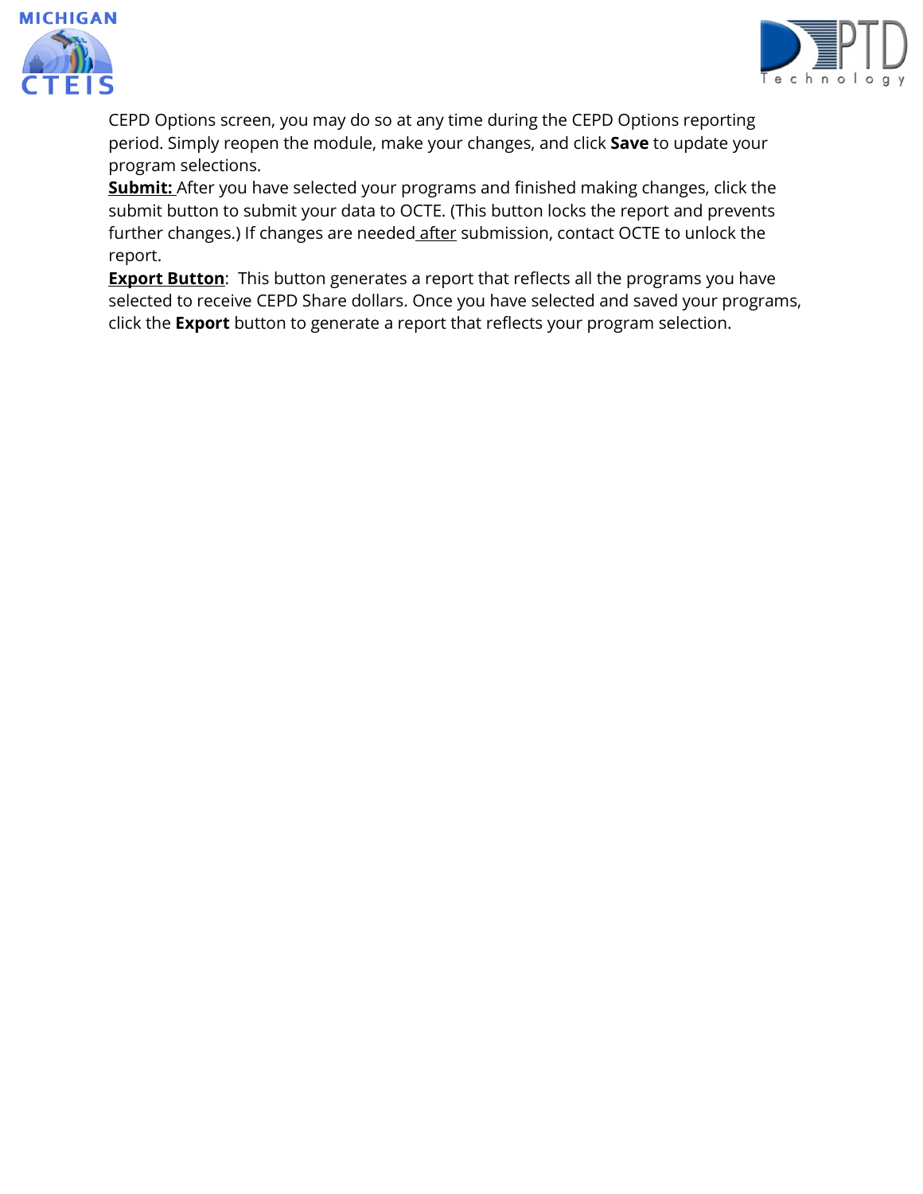CEPD Options screen, you may do so at any time during the CEPD Options reporting period. Simply reopen the module, make your changes, and click **Save** to update your program selections.

**Submit:** After you have selected your programs and finished making changes, click the submit button to submit your data to OCTE. (This button locks the report and prevents further changes.) If changes are needed after submission, contact OCTE to unlock the report.

**Export Button**: This button generates a report that reflects all the programs you have selected to receive CEPD Share dollars. Once you have selected and saved your programs, click the **Export** button to generate a report that reflects your program selection.